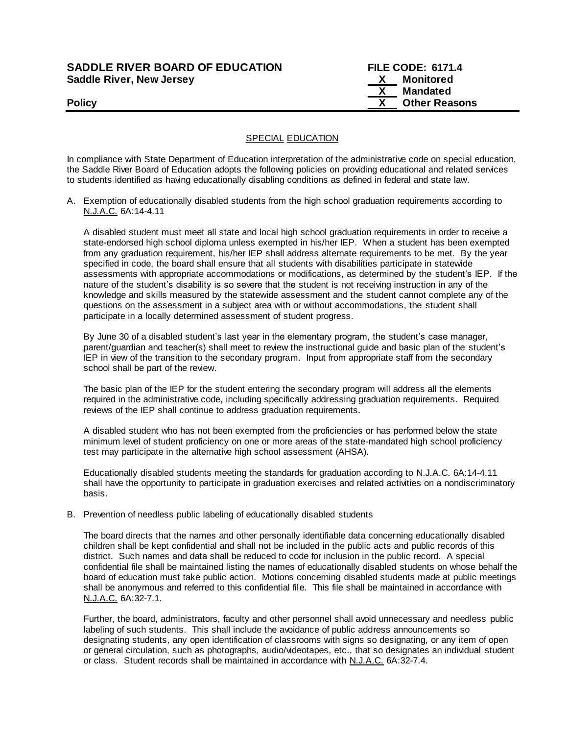**SADDLE RIVER BOARD OF EDUCATION** **FILE CODE: 6171.4**
**Saddle River, New Jersey**

X Monitored
X Mandated
X Other Reasons

**Policy**

SPECIAL EDUCATION

In compliance with State Department of Education interpretation of the administrative code on special education, the Saddle River Board of Education adopts the following policies on providing educational and related services to students identified as having educationally disabling conditions as defined in federal and state law.

A. Exemption of educationally disabled students from the high school graduation requirements according to N.J.A.C. 6A:14-4.11

A disabled student must meet all state and local high school graduation requirements in order to receive a state-endorsed high school diploma unless exempted in his/her IEP. When a student has been exempted from any graduation requirement, his/her IEP shall address alternate requirements to be met. By the year specified in code, the board shall ensure that all students with disabilities participate in statewide assessments with appropriate accommodations or modifications, as determined by the student's IEP. If the nature of the student's disability is so severe that the student is not receiving instruction in any of the knowledge and skills measured by the statewide assessment and the student cannot complete any of the questions on the assessment in a subject area with or without accommodations, the student shall participate in a locally determined assessment of student progress.

By June 30 of a disabled student's last year in the elementary program, the student's case manager, parent/guardian and teacher(s) shall meet to review the instructional guide and basic plan of the student's IEP in view of the transition to the secondary program. Input from appropriate staff from the secondary school shall be part of the review.

The basic plan of the IEP for the student entering the secondary program will address all the elements required in the administrative code, including specifically addressing graduation requirements. Required reviews of the IEP shall continue to address graduation requirements.

A disabled student who has not been exempted from the proficiencies or has performed below the state minimum level of student proficiency on one or more areas of the state-mandated high school proficiency test may participate in the alternative high school assessment (AHSA).

Educationally disabled students meeting the standards for graduation according to N.J.A.C. 6A:14-4.11 shall have the opportunity to participate in graduation exercises and related activities on a nondiscriminatory basis.

B. Prevention of needless public labeling of educationally disabled students

The board directs that the names and other personally identifiable data concerning educationally disabled children shall be kept confidential and shall not be included in the public acts and public records of this district. Such names and data shall be reduced to code for inclusion in the public record. A special confidential file shall be maintained listing the names of educationally disabled students on whose behalf the board of education must take public action. Motions concerning disabled students made at public meetings shall be anonymous and referred to this confidential file. This file shall be maintained in accordance with N.J.A.C. 6A:32-7.1.

Further, the board, administrators, faculty and other personnel shall avoid unnecessary and needless public labeling of such students. This shall include the avoidance of public address announcements so designating students, any open identification of classrooms with signs so designating, or any item of open or general circulation, such as photographs, audio/videotapes, etc., that so designates an individual student or class. Student records shall be maintained in accordance with N.J.A.C. 6A:32-7.4.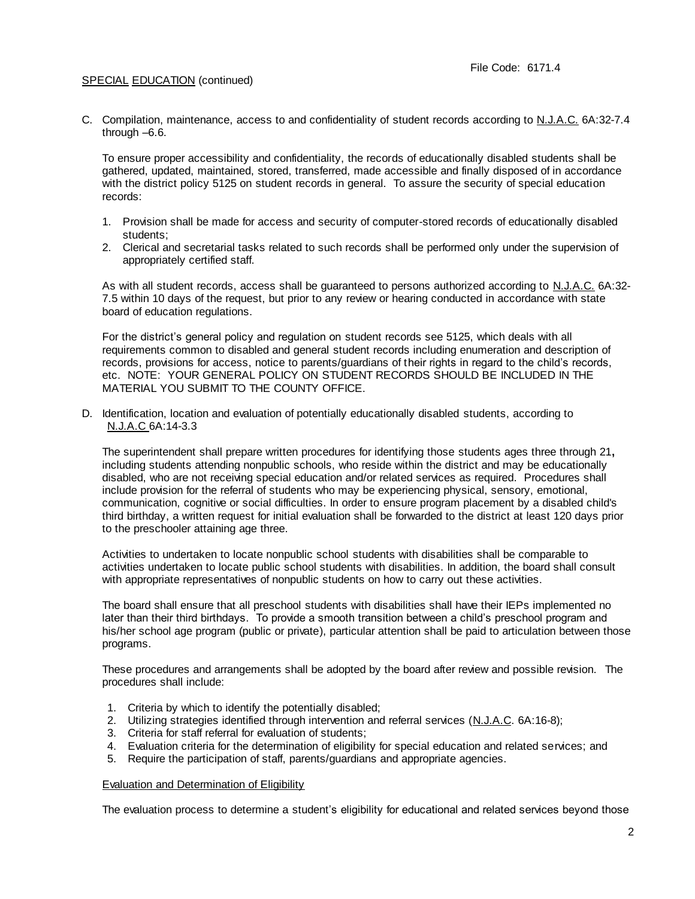SPECIAL EDUCATION (continued)

C. Compilation, maintenance, access to and confidentiality of student records according to N.J.A.C. 6A:32-7.4 through –6.6.

   To ensure proper accessibility and confidentiality, the records of educationally disabled students shall be gathered, updated, maintained, stored, transferred, made accessible and finally disposed of in accordance with the district policy 5125 on student records in general. To assure the security of special education records:

   1. Provision shall be made for access and security of computer-stored records of educationally disabled students;
   2. Clerical and secretarial tasks related to such records shall be performed only under the supervision of appropriately certified staff.

   As with all student records, access shall be guaranteed to persons authorized according to N.J.A.C. 6A:32-7.5 within 10 days of the request, but prior to any review or hearing conducted in accordance with state board of education regulations.

   For the district's general policy and regulation on student records see 5125, which deals with all requirements common to disabled and general student records including enumeration and description of records, provisions for access, notice to parents/guardians of their rights in regard to the child's records, etc. NOTE: YOUR GENERAL POLICY ON STUDENT RECORDS SHOULD BE INCLUDED IN THE MATERIAL YOU SUBMIT TO THE COUNTY OFFICE.

D. Identification, location and evaluation of potentially educationally disabled students, according to N.J.A.C 6A:14-3.3

   The superintendent shall prepare written procedures for identifying those students ages three through 21**,** including students attending nonpublic schools, who reside within the district and may be educationally disabled, who are not receiving special education and/or related services as required. Procedures shall include provision for the referral of students who may be experiencing physical, sensory, emotional, communication, cognitive or social difficulties. In order to ensure program placement by a disabled child's third birthday, a written request for initial evaluation shall be forwarded to the district at least 120 days prior to the preschooler attaining age three.

   Activities to undertaken to locate nonpublic school students with disabilities shall be comparable to activities undertaken to locate public school students with disabilities. In addition, the board shall consult with appropriate representatives of nonpublic students on how to carry out these activities.

   The board shall ensure that all preschool students with disabilities shall have their IEPs implemented no later than their third birthdays. To provide a smooth transition between a child's preschool program and his/her school age program (public or private), particular attention shall be paid to articulation between those programs.

   These procedures and arrangements shall be adopted by the board after review and possible revision. The procedures shall include:

   1. Criteria by which to identify the potentially disabled;
   2. Utilizing strategies identified through intervention and referral services (N.J.A.C. 6A:16-8);
   3. Criteria for staff referral for evaluation of students;
   4. Evaluation criteria for the determination of eligibility for special education and related services; and
   5. Require the participation of staff, parents/guardians and appropriate agencies.

   Evaluation and Determination of Eligibility

   The evaluation process to determine a student's eligibility for educational and related services beyond those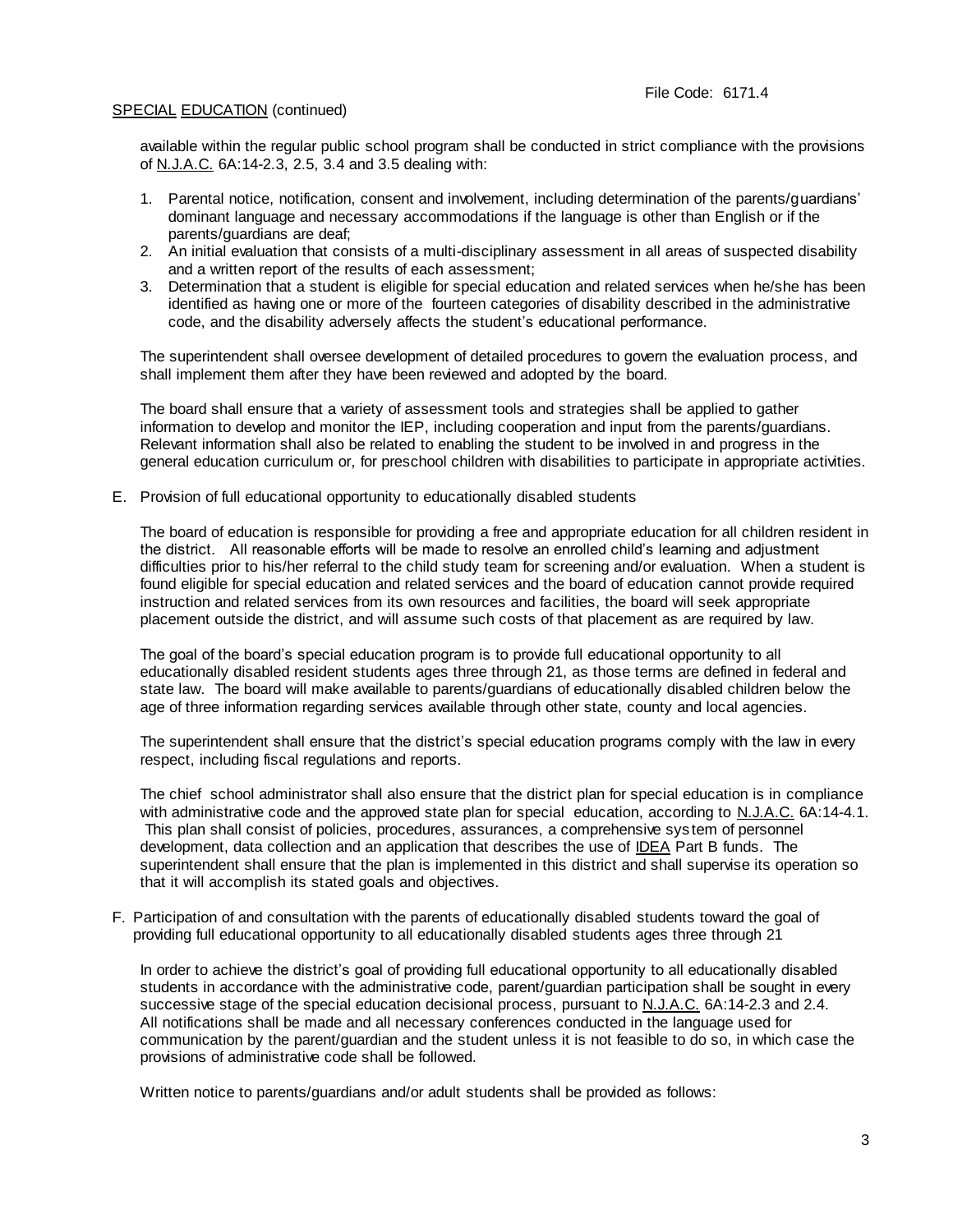available within the regular public school program shall be conducted in strict compliance with the provisions of N.J.A.C. 6A:14-2.3, 2.5, 3.4 and 3.5 dealing with:

1. Parental notice, notification, consent and involvement, including determination of the parents/guardians' dominant language and necessary accommodations if the language is other than English or if the parents/guardians are deaf;
2. An initial evaluation that consists of a multi-disciplinary assessment in all areas of suspected disability and a written report of the results of each assessment;
3. Determination that a student is eligible for special education and related services when he/she has been identified as having one or more of the fourteen categories of disability described in the administrative code, and the disability adversely affects the student's educational performance.

The superintendent shall oversee development of detailed procedures to govern the evaluation process, and shall implement them after they have been reviewed and adopted by the board.

The board shall ensure that a variety of assessment tools and strategies shall be applied to gather information to develop and monitor the IEP, including cooperation and input from the parents/guardians. Relevant information shall also be related to enabling the student to be involved in and progress in the general education curriculum or, for preschool children with disabilities to participate in appropriate activities.

E. Provision of full educational opportunity to educationally disabled students

The board of education is responsible for providing a free and appropriate education for all children resident in the district. All reasonable efforts will be made to resolve an enrolled child's learning and adjustment difficulties prior to his/her referral to the child study team for screening and/or evaluation. When a student is found eligible for special education and related services and the board of education cannot provide required instruction and related services from its own resources and facilities, the board will seek appropriate placement outside the district, and will assume such costs of that placement as are required by law.

The goal of the board's special education program is to provide full educational opportunity to all educationally disabled resident students ages three through 21, as those terms are defined in federal and state law. The board will make available to parents/guardians of educationally disabled children below the age of three information regarding services available through other state, county and local agencies.

The superintendent shall ensure that the district's special education programs comply with the law in every respect, including fiscal regulations and reports.

The chief school administrator shall also ensure that the district plan for special education is in compliance with administrative code and the approved state plan for special education, according to N.J.A.C. 6A:14-4.1. This plan shall consist of policies, procedures, assurances, a comprehensive system of personnel development, data collection and an application that describes the use of IDEA Part B funds. The superintendent shall ensure that the plan is implemented in this district and shall supervise its operation so that it will accomplish its stated goals and objectives.

F. Participation of and consultation with the parents of educationally disabled students toward the goal of providing full educational opportunity to all educationally disabled students ages three through 21

In order to achieve the district's goal of providing full educational opportunity to all educationally disabled students in accordance with the administrative code, parent/guardian participation shall be sought in every successive stage of the special education decisional process, pursuant to N.J.A.C. 6A:14-2.3 and 2.4. All notifications shall be made and all necessary conferences conducted in the language used for communication by the parent/guardian and the student unless it is not feasible to do so, in which case the provisions of administrative code shall be followed.

Written notice to parents/guardians and/or adult students shall be provided as follows: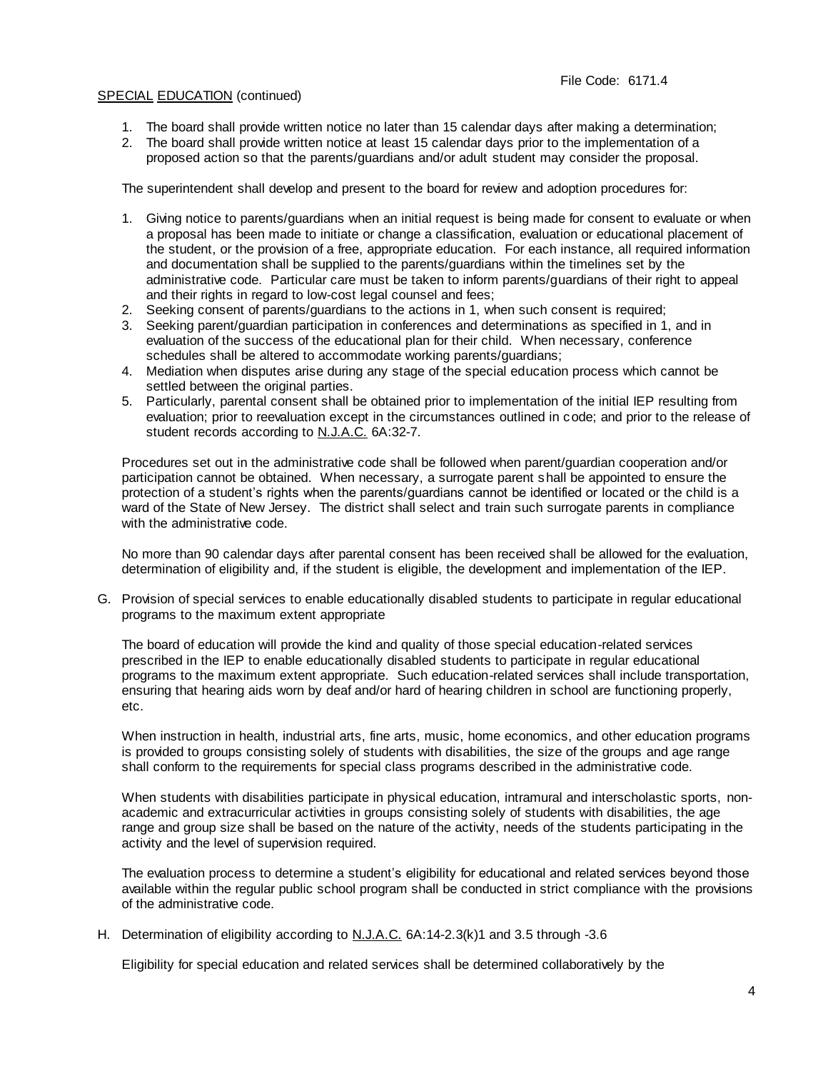SPECIAL EDUCATION (continued)

1. The board shall provide written notice no later than 15 calendar days after making a determination;
2. The board shall provide written notice at least 15 calendar days prior to the implementation of a proposed action so that the parents/guardians and/or adult student may consider the proposal.

The superintendent shall develop and present to the board for review and adoption procedures for:

1. Giving notice to parents/guardians when an initial request is being made for consent to evaluate or when a proposal has been made to initiate or change a classification, evaluation or educational placement of the student, or the provision of a free, appropriate education. For each instance, all required information and documentation shall be supplied to the parents/guardians within the timelines set by the administrative code. Particular care must be taken to inform parents/guardians of their right to appeal and their rights in regard to low-cost legal counsel and fees;
2. Seeking consent of parents/guardians to the actions in 1, when such consent is required;
3. Seeking parent/guardian participation in conferences and determinations as specified in 1, and in evaluation of the success of the educational plan for their child. When necessary, conference schedules shall be altered to accommodate working parents/guardians;
4. Mediation when disputes arise during any stage of the special education process which cannot be settled between the original parties.
5. Particularly, parental consent shall be obtained prior to implementation of the initial IEP resulting from evaluation; prior to reevaluation except in the circumstances outlined in code; and prior to the release of student records according to N.J.A.C. 6A:32-7.

Procedures set out in the administrative code shall be followed when parent/guardian cooperation and/or participation cannot be obtained. When necessary, a surrogate parent shall be appointed to ensure the protection of a student's rights when the parents/guardians cannot be identified or located or the child is a ward of the State of New Jersey. The district shall select and train such surrogate parents in compliance with the administrative code.

No more than 90 calendar days after parental consent has been received shall be allowed for the evaluation, determination of eligibility and, if the student is eligible, the development and implementation of the IEP.

G. Provision of special services to enable educationally disabled students to participate in regular educational programs to the maximum extent appropriate

The board of education will provide the kind and quality of those special education-related services prescribed in the IEP to enable educationally disabled students to participate in regular educational programs to the maximum extent appropriate. Such education-related services shall include transportation, ensuring that hearing aids worn by deaf and/or hard of hearing children in school are functioning properly, etc.

When instruction in health, industrial arts, fine arts, music, home economics, and other education programs is provided to groups consisting solely of students with disabilities, the size of the groups and age range shall conform to the requirements for special class programs described in the administrative code.

When students with disabilities participate in physical education, intramural and interscholastic sports, non-academic and extracurricular activities in groups consisting solely of students with disabilities, the age range and group size shall be based on the nature of the activity, needs of the students participating in the activity and the level of supervision required.

The evaluation process to determine a student's eligibility for educational and related services beyond those available within the regular public school program shall be conducted in strict compliance with the provisions of the administrative code.

H. Determination of eligibility according to N.J.A.C. 6A:14-2.3(k)1 and 3.5 through -3.6

Eligibility for special education and related services shall be determined collaboratively by the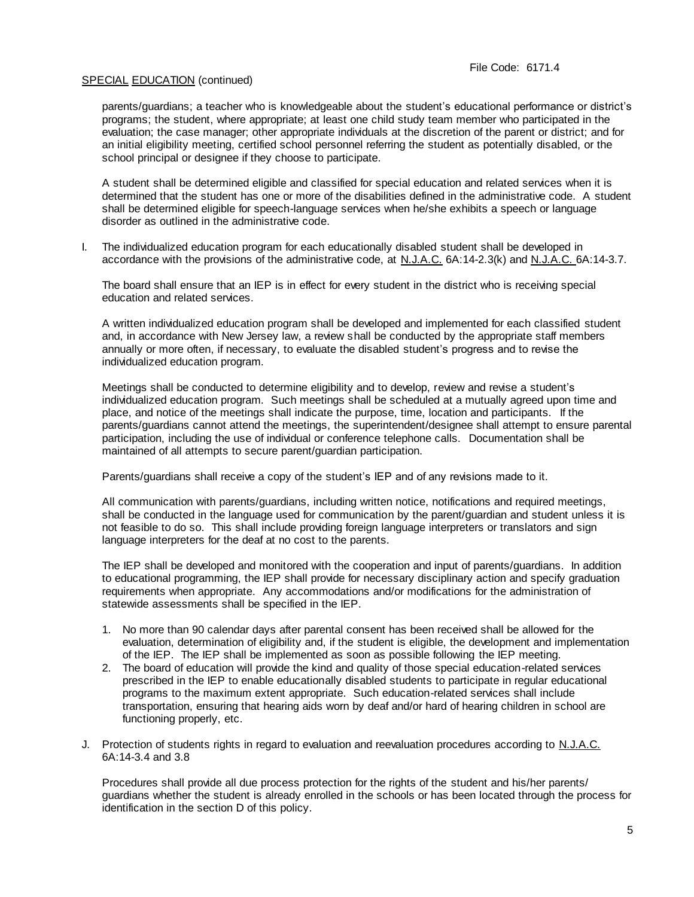parents/guardians; a teacher who is knowledgeable about the student's educational performance or district's programs; the student, where appropriate; at least one child study team member who participated in the evaluation; the case manager; other appropriate individuals at the discretion of the parent or district; and for an initial eligibility meeting, certified school personnel referring the student as potentially disabled, or the school principal or designee if they choose to participate.

A student shall be determined eligible and classified for special education and related services when it is determined that the student has one or more of the disabilities defined in the administrative code. A student shall be determined eligible for speech-language services when he/she exhibits a speech or language disorder as outlined in the administrative code.

I. The individualized education program for each educationally disabled student shall be developed in accordance with the provisions of the administrative code, at N.J.A.C. 6A:14-2.3(k) and N.J.A.C. 6A:14-3.7.

The board shall ensure that an IEP is in effect for every student in the district who is receiving special education and related services.

A written individualized education program shall be developed and implemented for each classified student and, in accordance with New Jersey law, a review shall be conducted by the appropriate staff members annually or more often, if necessary, to evaluate the disabled student's progress and to revise the individualized education program.

Meetings shall be conducted to determine eligibility and to develop, review and revise a student's individualized education program. Such meetings shall be scheduled at a mutually agreed upon time and place, and notice of the meetings shall indicate the purpose, time, location and participants. If the parents/guardians cannot attend the meetings, the superintendent/designee shall attempt to ensure parental participation, including the use of individual or conference telephone calls. Documentation shall be maintained of all attempts to secure parent/guardian participation.

Parents/guardians shall receive a copy of the student's IEP and of any revisions made to it.

All communication with parents/guardians, including written notice, notifications and required meetings, shall be conducted in the language used for communication by the parent/guardian and student unless it is not feasible to do so. This shall include providing foreign language interpreters or translators and sign language interpreters for the deaf at no cost to the parents.

The IEP shall be developed and monitored with the cooperation and input of parents/guardians. In addition to educational programming, the IEP shall provide for necessary disciplinary action and specify graduation requirements when appropriate. Any accommodations and/or modifications for the administration of statewide assessments shall be specified in the IEP.

1. No more than 90 calendar days after parental consent has been received shall be allowed for the evaluation, determination of eligibility and, if the student is eligible, the development and implementation of the IEP. The IEP shall be implemented as soon as possible following the IEP meeting.
2. The board of education will provide the kind and quality of those special education-related services prescribed in the IEP to enable educationally disabled students to participate in regular educational programs to the maximum extent appropriate. Such education-related services shall include transportation, ensuring that hearing aids worn by deaf and/or hard of hearing children in school are functioning properly, etc.

J. Protection of students rights in regard to evaluation and reevaluation procedures according to N.J.A.C. 6A:14-3.4 and 3.8

Procedures shall provide all due process protection for the rights of the student and his/her parents/ guardians whether the student is already enrolled in the schools or has been located through the process for identification in the section D of this policy.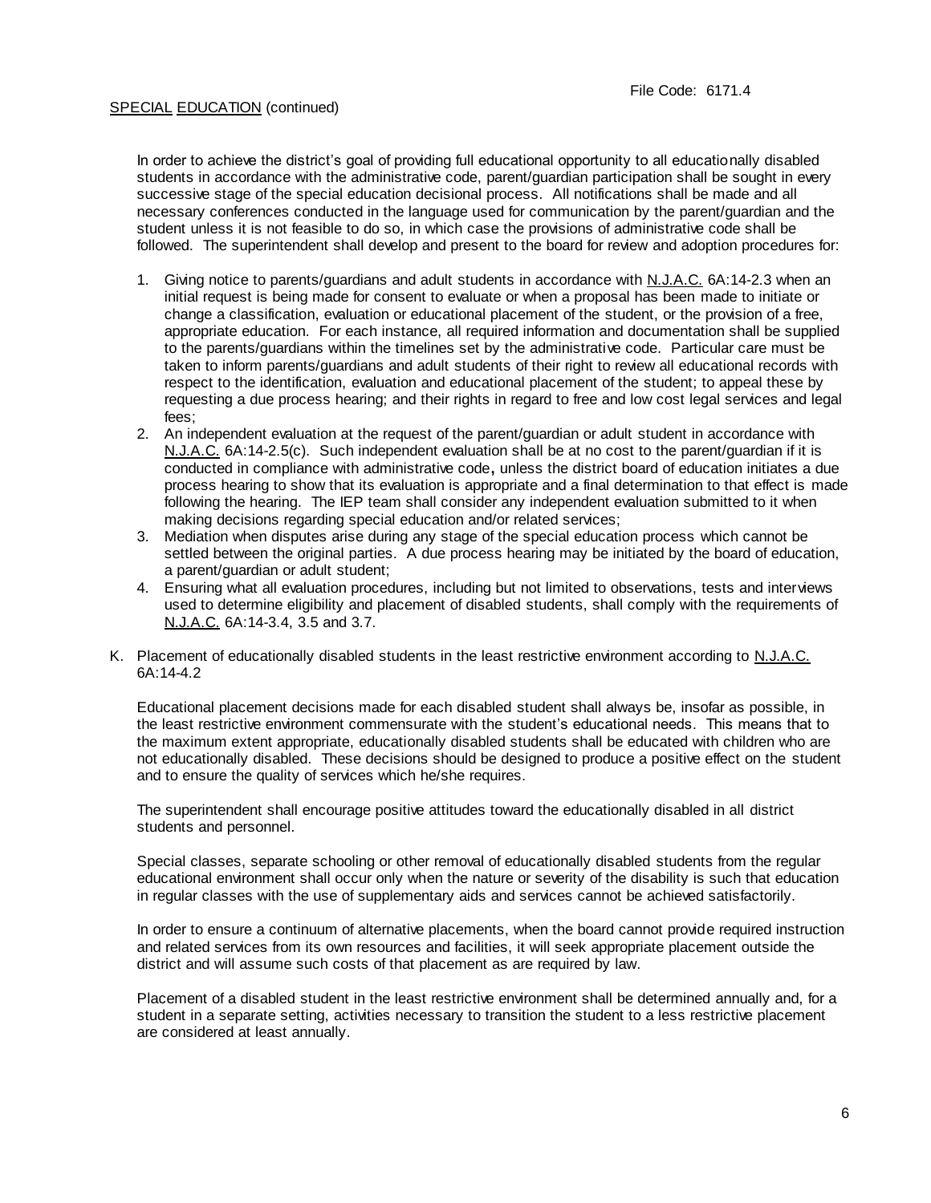In order to achieve the district's goal of providing full educational opportunity to all educationally disabled students in accordance with the administrative code, parent/guardian participation shall be sought in every successive stage of the special education decisional process. All notifications shall be made and all necessary conferences conducted in the language used for communication by the parent/guardian and the student unless it is not feasible to do so, in which case the provisions of administrative code shall be followed. The superintendent shall develop and present to the board for review and adoption procedures for:

1. Giving notice to parents/guardians and adult students in accordance with N.J.A.C. 6A:14-2.3 when an initial request is being made for consent to evaluate or when a proposal has been made to initiate or change a classification, evaluation or educational placement of the student, or the provision of a free, appropriate education. For each instance, all required information and documentation shall be supplied to the parents/guardians within the timelines set by the administrative code. Particular care must be taken to inform parents/guardians and adult students of their right to review all educational records with respect to the identification, evaluation and educational placement of the student; to appeal these by requesting a due process hearing; and their rights in regard to free and low cost legal services and legal fees;
2. An independent evaluation at the request of the parent/guardian or adult student in accordance with N.J.A.C. 6A:14-2.5(c). Such independent evaluation shall be at no cost to the parent/guardian if it is conducted in compliance with administrative code**,** unless the district board of education initiates a due process hearing to show that its evaluation is appropriate and a final determination to that effect is made following the hearing. The IEP team shall consider any independent evaluation submitted to it when making decisions regarding special education and/or related services;
3. Mediation when disputes arise during any stage of the special education process which cannot be settled between the original parties. A due process hearing may be initiated by the board of education, a parent/guardian or adult student;
4. Ensuring what all evaluation procedures, including but not limited to observations, tests and interviews used to determine eligibility and placement of disabled students, shall comply with the requirements of N.J.A.C. 6A:14-3.4, 3.5 and 3.7.

K. Placement of educationally disabled students in the least restrictive environment according to N.J.A.C. 6A:14-4.2

Educational placement decisions made for each disabled student shall always be, insofar as possible, in the least restrictive environment commensurate with the student's educational needs. This means that to the maximum extent appropriate, educationally disabled students shall be educated with children who are not educationally disabled. These decisions should be designed to produce a positive effect on the student and to ensure the quality of services which he/she requires.

The superintendent shall encourage positive attitudes toward the educationally disabled in all district students and personnel.

Special classes, separate schooling or other removal of educationally disabled students from the regular educational environment shall occur only when the nature or severity of the disability is such that education in regular classes with the use of supplementary aids and services cannot be achieved satisfactorily.

In order to ensure a continuum of alternative placements, when the board cannot provide required instruction and related services from its own resources and facilities, it will seek appropriate placement outside the district and will assume such costs of that placement as are required by law.

Placement of a disabled student in the least restrictive environment shall be determined annually and, for a student in a separate setting, activities necessary to transition the student to a less restrictive placement are considered at least annually.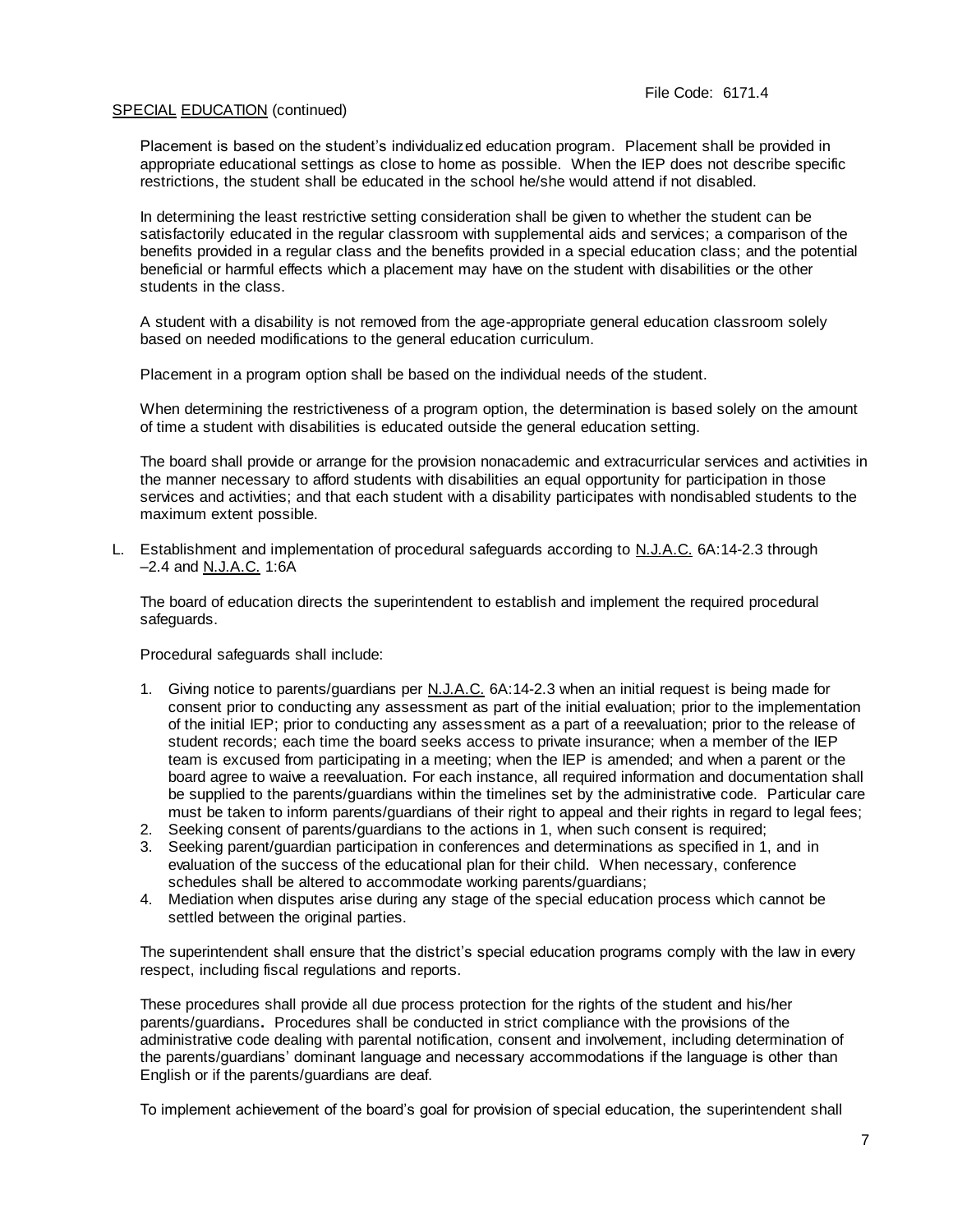File Code: 6171.4

SPECIAL EDUCATION (continued)

Placement is based on the student's individualized education program. Placement shall be provided in appropriate educational settings as close to home as possible. When the IEP does not describe specific restrictions, the student shall be educated in the school he/she would attend if not disabled.

In determining the least restrictive setting consideration shall be given to whether the student can be satisfactorily educated in the regular classroom with supplemental aids and services; a comparison of the benefits provided in a regular class and the benefits provided in a special education class; and the potential beneficial or harmful effects which a placement may have on the student with disabilities or the other students in the class.

A student with a disability is not removed from the age-appropriate general education classroom solely based on needed modifications to the general education curriculum.

Placement in a program option shall be based on the individual needs of the student.

When determining the restrictiveness of a program option, the determination is based solely on the amount of time a student with disabilities is educated outside the general education setting.

The board shall provide or arrange for the provision nonacademic and extracurricular services and activities in the manner necessary to afford students with disabilities an equal opportunity for participation in those services and activities; and that each student with a disability participates with nondisabled students to the maximum extent possible.

L. Establishment and implementation of procedural safeguards according to N.J.A.C. 6A:14-2.3 through –2.4 and N.J.A.C. 1:6A

The board of education directs the superintendent to establish and implement the required procedural safeguards.

Procedural safeguards shall include:

1. Giving notice to parents/guardians per N.J.A.C. 6A:14-2.3 when an initial request is being made for consent prior to conducting any assessment as part of the initial evaluation; prior to the implementation of the initial IEP; prior to conducting any assessment as a part of a reevaluation; prior to the release of student records; each time the board seeks access to private insurance; when a member of the IEP team is excused from participating in a meeting; when the IEP is amended; and when a parent or the board agree to waive a reevaluation. For each instance, all required information and documentation shall be supplied to the parents/guardians within the timelines set by the administrative code. Particular care must be taken to inform parents/guardians of their right to appeal and their rights in regard to legal fees;
2. Seeking consent of parents/guardians to the actions in 1, when such consent is required;
3. Seeking parent/guardian participation in conferences and determinations as specified in 1, and in evaluation of the success of the educational plan for their child. When necessary, conference schedules shall be altered to accommodate working parents/guardians;
4. Mediation when disputes arise during any stage of the special education process which cannot be settled between the original parties.

The superintendent shall ensure that the district's special education programs comply with the law in every respect, including fiscal regulations and reports.

These procedures shall provide all due process protection for the rights of the student and his/her parents/guardians**.** Procedures shall be conducted in strict compliance with the provisions of the administrative code dealing with parental notification, consent and involvement, including determination of the parents/guardians' dominant language and necessary accommodations if the language is other than English or if the parents/guardians are deaf.

To implement achievement of the board's goal for provision of special education, the superintendent shall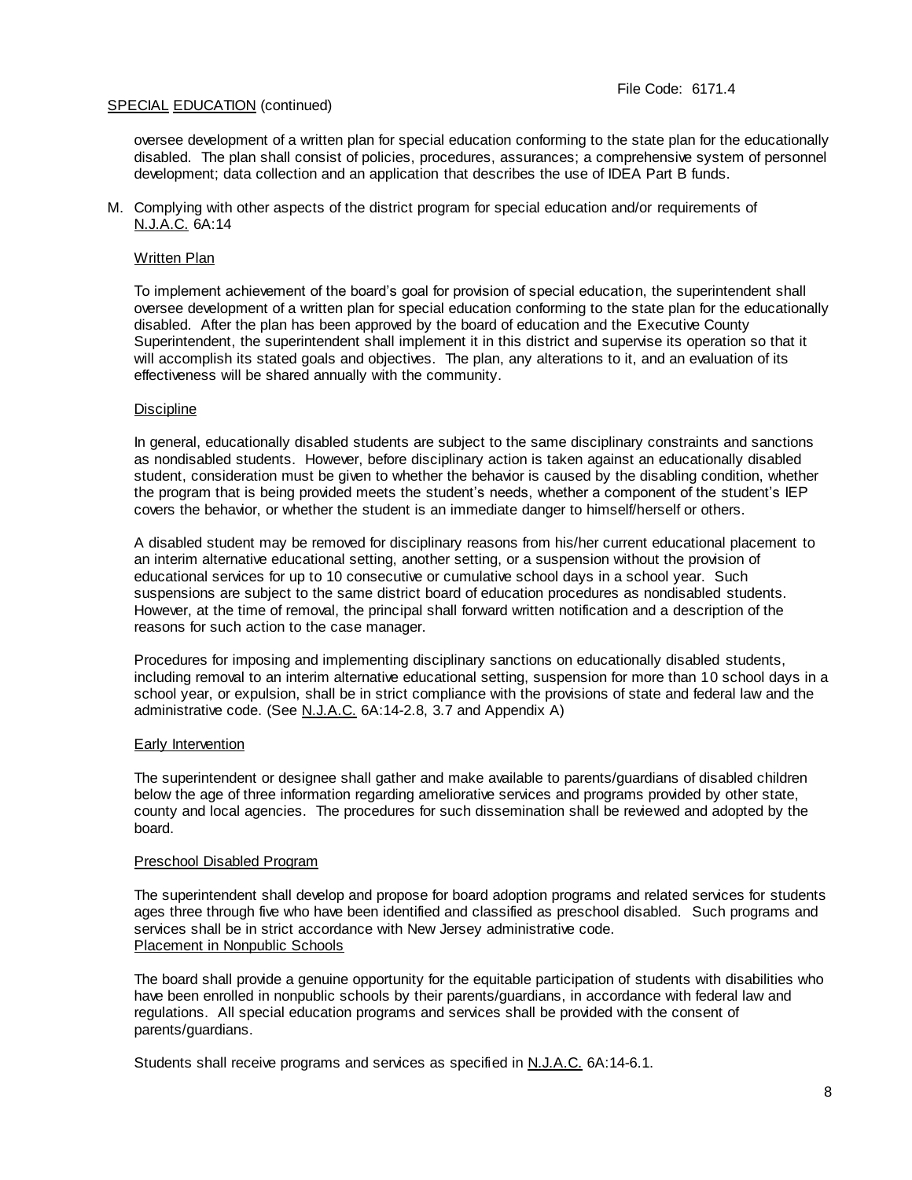oversee development of a written plan for special education conforming to the state plan for the educationally disabled. The plan shall consist of policies, procedures, assurances; a comprehensive system of personnel development; data collection and an application that describes the use of IDEA Part B funds.

M. Complying with other aspects of the district program for special education and/or requirements of N.J.A.C. 6A:14

Written Plan

To implement achievement of the board's goal for provision of special education, the superintendent shall oversee development of a written plan for special education conforming to the state plan for the educationally disabled. After the plan has been approved by the board of education and the Executive County Superintendent, the superintendent shall implement it in this district and supervise its operation so that it will accomplish its stated goals and objectives. The plan, any alterations to it, and an evaluation of its effectiveness will be shared annually with the community.

Discipline

In general, educationally disabled students are subject to the same disciplinary constraints and sanctions as nondisabled students. However, before disciplinary action is taken against an educationally disabled student, consideration must be given to whether the behavior is caused by the disabling condition, whether the program that is being provided meets the student's needs, whether a component of the student's IEP covers the behavior, or whether the student is an immediate danger to himself/herself or others.

A disabled student may be removed for disciplinary reasons from his/her current educational placement to an interim alternative educational setting, another setting, or a suspension without the provision of educational services for up to 10 consecutive or cumulative school days in a school year. Such suspensions are subject to the same district board of education procedures as nondisabled students. However, at the time of removal, the principal shall forward written notification and a description of the reasons for such action to the case manager.

Procedures for imposing and implementing disciplinary sanctions on educationally disabled students, including removal to an interim alternative educational setting, suspension for more than 10 school days in a school year, or expulsion, shall be in strict compliance with the provisions of state and federal law and the administrative code. (See N.J.A.C. 6A:14-2.8, 3.7 and Appendix A)

Early Intervention

The superintendent or designee shall gather and make available to parents/guardians of disabled children below the age of three information regarding ameliorative services and programs provided by other state, county and local agencies. The procedures for such dissemination shall be reviewed and adopted by the board.

Preschool Disabled Program

The superintendent shall develop and propose for board adoption programs and related services for students ages three through five who have been identified and classified as preschool disabled. Such programs and services shall be in strict accordance with New Jersey administrative code.

Placement in Nonpublic Schools

The board shall provide a genuine opportunity for the equitable participation of students with disabilities who have been enrolled in nonpublic schools by their parents/guardians, in accordance with federal law and regulations. All special education programs and services shall be provided with the consent of parents/guardians.

Students shall receive programs and services as specified in N.J.A.C. 6A:14-6.1.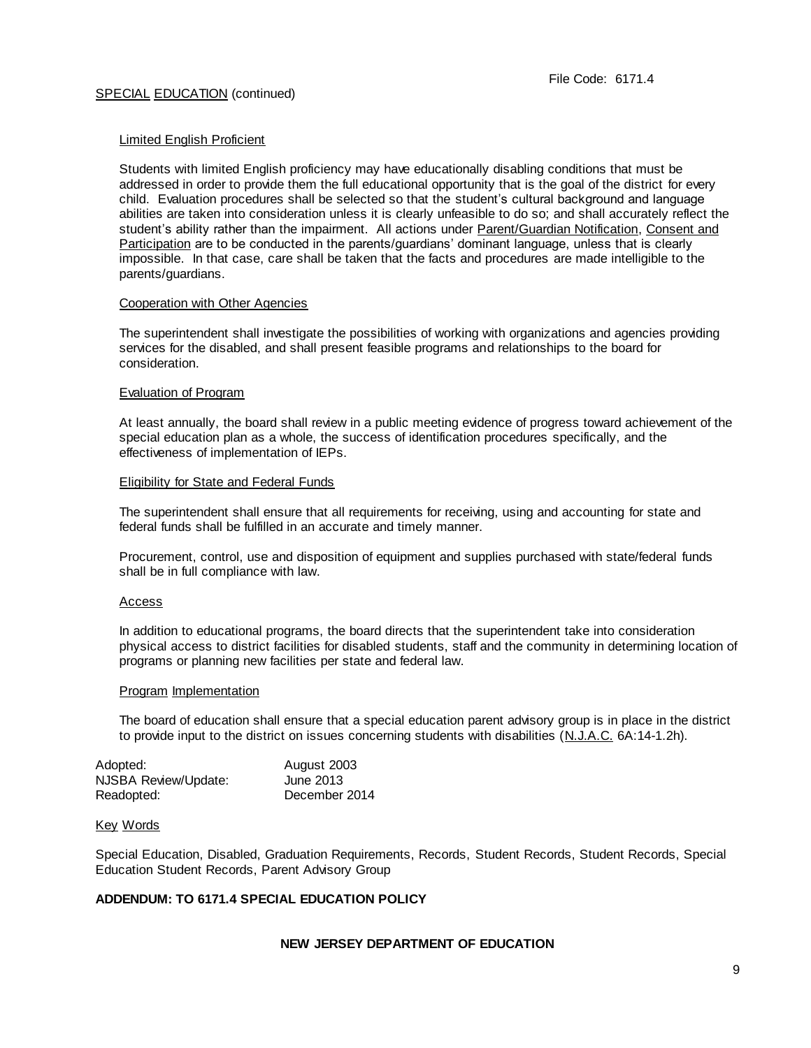SPECIAL EDUCATION (continued)

### Limited English Proficient

Students with limited English proficiency may have educationally disabling conditions that must be addressed in order to provide them the full educational opportunity that is the goal of the district for every child. Evaluation procedures shall be selected so that the student's cultural background and language abilities are taken into consideration unless it is clearly unfeasible to do so; and shall accurately reflect the student's ability rather than the impairment. All actions under Parent/Guardian Notification, Consent and Participation are to be conducted in the parents/guardians' dominant language, unless that is clearly impossible. In that case, care shall be taken that the facts and procedures are made intelligible to the parents/guardians.

### Cooperation with Other Agencies

The superintendent shall investigate the possibilities of working with organizations and agencies providing services for the disabled, and shall present feasible programs and relationships to the board for consideration.

### Evaluation of Program

At least annually, the board shall review in a public meeting evidence of progress toward achievement of the special education plan as a whole, the success of identification procedures specifically, and the effectiveness of implementation of IEPs.

### Eligibility for State and Federal Funds

The superintendent shall ensure that all requirements for receiving, using and accounting for state and federal funds shall be fulfilled in an accurate and timely manner.

Procurement, control, use and disposition of equipment and supplies purchased with state/federal funds shall be in full compliance with law.

### Access

In addition to educational programs, the board directs that the superintendent take into consideration physical access to district facilities for disabled students, staff and the community in determining location of programs or planning new facilities per state and federal law.

### Program Implementation

The board of education shall ensure that a special education parent advisory group is in place in the district to provide input to the district on issues concerning students with disabilities (N.J.A.C. 6A:14-1.2h).

| | |
|---|---|
| Adopted: | August 2003 |
| NJSBA Review/Update: | June 2013 |
| Readopted: | December 2014 |

### Key Words

Special Education, Disabled, Graduation Requirements, Records, Student Records, Student Records, Special Education Student Records, Parent Advisory Group

**ADDENDUM: TO 6171.4 SPECIAL EDUCATION POLICY**

**NEW JERSEY DEPARTMENT OF EDUCATION**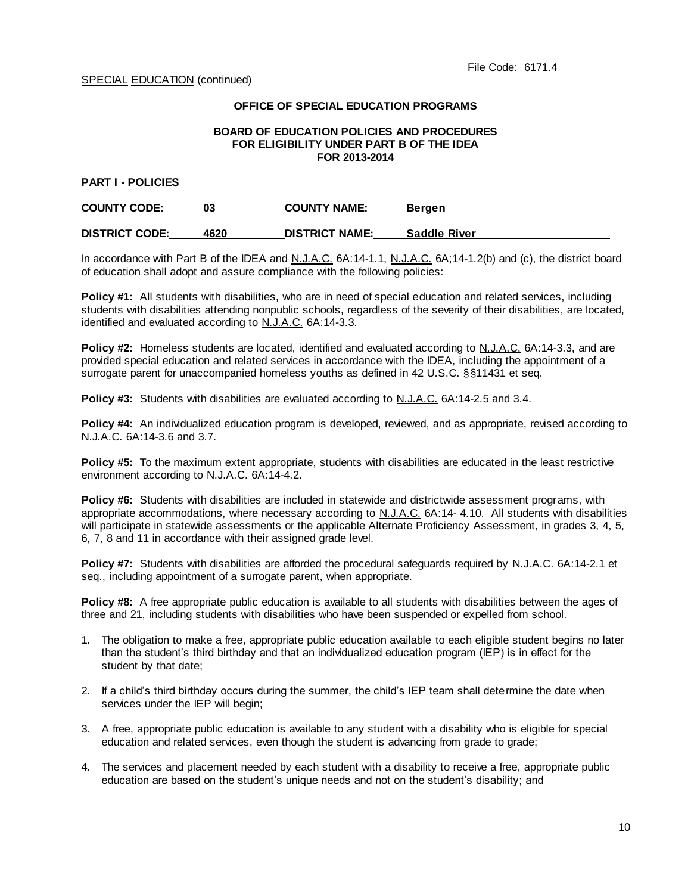SPECIAL EDUCATION (continued)

File Code: 6171.4

**OFFICE OF SPECIAL EDUCATION PROGRAMS**

**BOARD OF EDUCATION POLICIES AND PROCEDURES
FOR ELIGIBILITY UNDER PART B OF THE IDEA
FOR 2013-2014**

**PART I - POLICIES**

**COUNTY CODE: 03 COUNTY NAME: Bergen**

**DISTRICT CODE: 4620 DISTRICT NAME: Saddle River**

In accordance with Part B of the IDEA and N.J.A.C. 6A:14-1.1, N.J.A.C. 6A;14-1.2(b) and (c), the district board of education shall adopt and assure compliance with the following policies:

**Policy #1:** All students with disabilities, who are in need of special education and related services, including students with disabilities attending nonpublic schools, regardless of the severity of their disabilities, are located, identified and evaluated according to N.J.A.C. 6A:14-3.3.

**Policy #2:** Homeless students are located, identified and evaluated according to N.J.A.C. 6A:14-3.3, and are provided special education and related services in accordance with the IDEA, including the appointment of a surrogate parent for unaccompanied homeless youths as defined in 42 U.S.C. §§11431 et seq.

**Policy #3:** Students with disabilities are evaluated according to N.J.A.C. 6A:14-2.5 and 3.4.

**Policy #4:** An individualized education program is developed, reviewed, and as appropriate, revised according to N.J.A.C. 6A:14-3.6 and 3.7.

**Policy #5:** To the maximum extent appropriate, students with disabilities are educated in the least restrictive environment according to N.J.A.C. 6A:14-4.2.

**Policy #6:** Students with disabilities are included in statewide and districtwide assessment programs, with appropriate accommodations, where necessary according to N.J.A.C. 6A:14- 4.10. All students with disabilities will participate in statewide assessments or the applicable Alternate Proficiency Assessment, in grades 3, 4, 5, 6, 7, 8 and 11 in accordance with their assigned grade level.

**Policy #7:** Students with disabilities are afforded the procedural safeguards required by N.J.A.C. 6A:14-2.1 et seq., including appointment of a surrogate parent, when appropriate.

**Policy #8:** A free appropriate public education is available to all students with disabilities between the ages of three and 21, including students with disabilities who have been suspended or expelled from school.

1. The obligation to make a free, appropriate public education available to each eligible student begins no later than the student's third birthday and that an individualized education program (IEP) is in effect for the student by that date;

2. If a child's third birthday occurs during the summer, the child's IEP team shall determine the date when services under the IEP will begin;

3. A free, appropriate public education is available to any student with a disability who is eligible for special education and related services, even though the student is advancing from grade to grade;

4. The services and placement needed by each student with a disability to receive a free, appropriate public education are based on the student's unique needs and not on the student's disability; and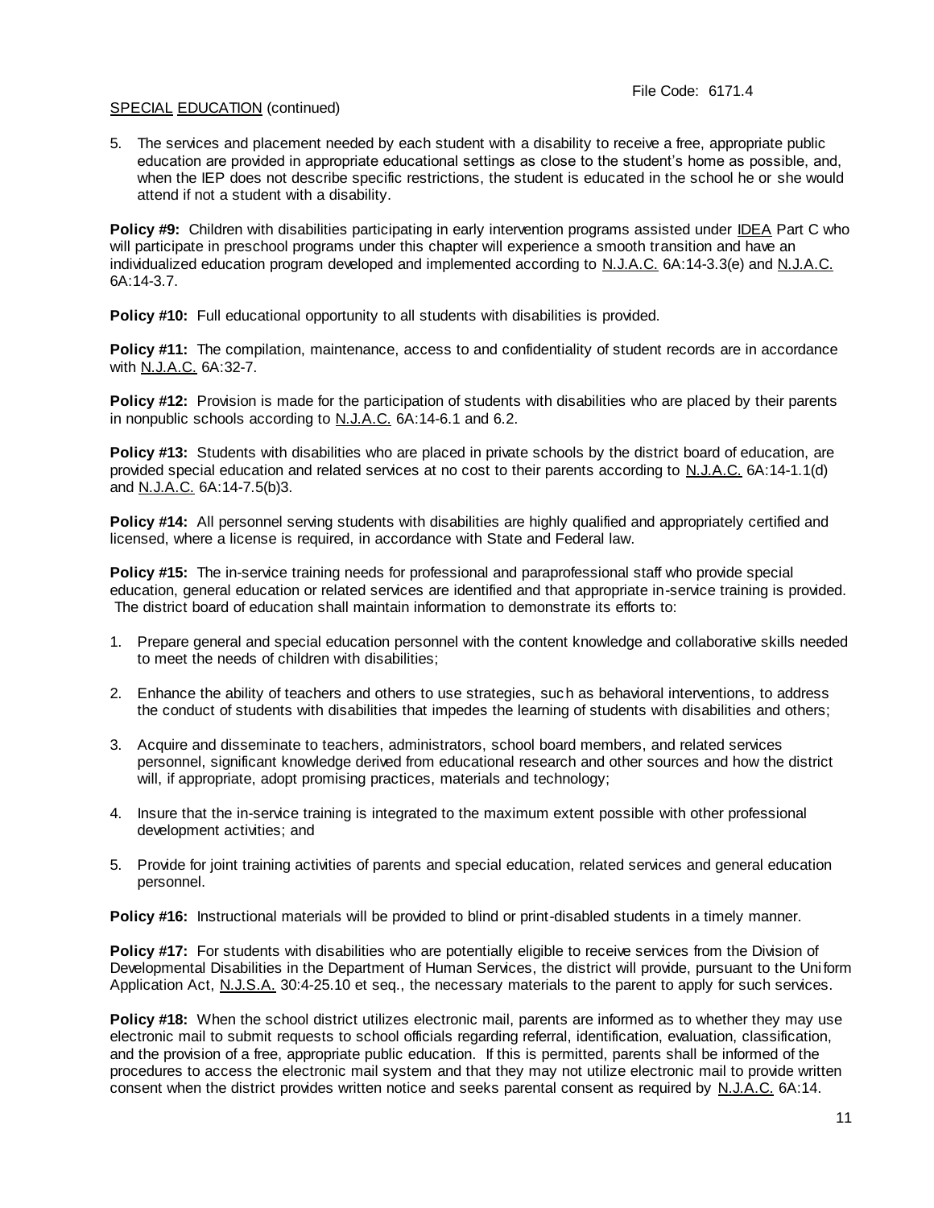File Code: 6171.4

SPECIAL EDUCATION (continued)

5. The services and placement needed by each student with a disability to receive a free, appropriate public education are provided in appropriate educational settings as close to the student's home as possible, and, when the IEP does not describe specific restrictions, the student is educated in the school he or she would attend if not a student with a disability.

**Policy #9:** Children with disabilities participating in early intervention programs assisted under IDEA Part C who will participate in preschool programs under this chapter will experience a smooth transition and have an individualized education program developed and implemented according to N.J.A.C. 6A:14-3.3(e) and N.J.A.C. 6A:14-3.7.

**Policy #10:** Full educational opportunity to all students with disabilities is provided.

**Policy #11:** The compilation, maintenance, access to and confidentiality of student records are in accordance with N.J.A.C. 6A:32-7.

**Policy #12:** Provision is made for the participation of students with disabilities who are placed by their parents in nonpublic schools according to N.J.A.C. 6A:14-6.1 and 6.2.

**Policy #13:** Students with disabilities who are placed in private schools by the district board of education, are provided special education and related services at no cost to their parents according to N.J.A.C. 6A:14-1.1(d) and N.J.A.C. 6A:14-7.5(b)3.

**Policy #14:** All personnel serving students with disabilities are highly qualified and appropriately certified and licensed, where a license is required, in accordance with State and Federal law.

**Policy #15:** The in-service training needs for professional and paraprofessional staff who provide special education, general education or related services are identified and that appropriate in-service training is provided. The district board of education shall maintain information to demonstrate its efforts to:

1. Prepare general and special education personnel with the content knowledge and collaborative skills needed to meet the needs of children with disabilities;

2. Enhance the ability of teachers and others to use strategies, such as behavioral interventions, to address the conduct of students with disabilities that impedes the learning of students with disabilities and others;

3. Acquire and disseminate to teachers, administrators, school board members, and related services personnel, significant knowledge derived from educational research and other sources and how the district will, if appropriate, adopt promising practices, materials and technology;

4. Insure that the in-service training is integrated to the maximum extent possible with other professional development activities; and

5. Provide for joint training activities of parents and special education, related services and general education personnel.

**Policy #16:** Instructional materials will be provided to blind or print-disabled students in a timely manner.

**Policy #17:** For students with disabilities who are potentially eligible to receive services from the Division of Developmental Disabilities in the Department of Human Services, the district will provide, pursuant to the Uniform Application Act, N.J.S.A. 30:4-25.10 et seq., the necessary materials to the parent to apply for such services.

**Policy #18:** When the school district utilizes electronic mail, parents are informed as to whether they may use electronic mail to submit requests to school officials regarding referral, identification, evaluation, classification, and the provision of a free, appropriate public education. If this is permitted, parents shall be informed of the procedures to access the electronic mail system and that they may not utilize electronic mail to provide written consent when the district provides written notice and seeks parental consent as required by N.J.A.C. 6A:14.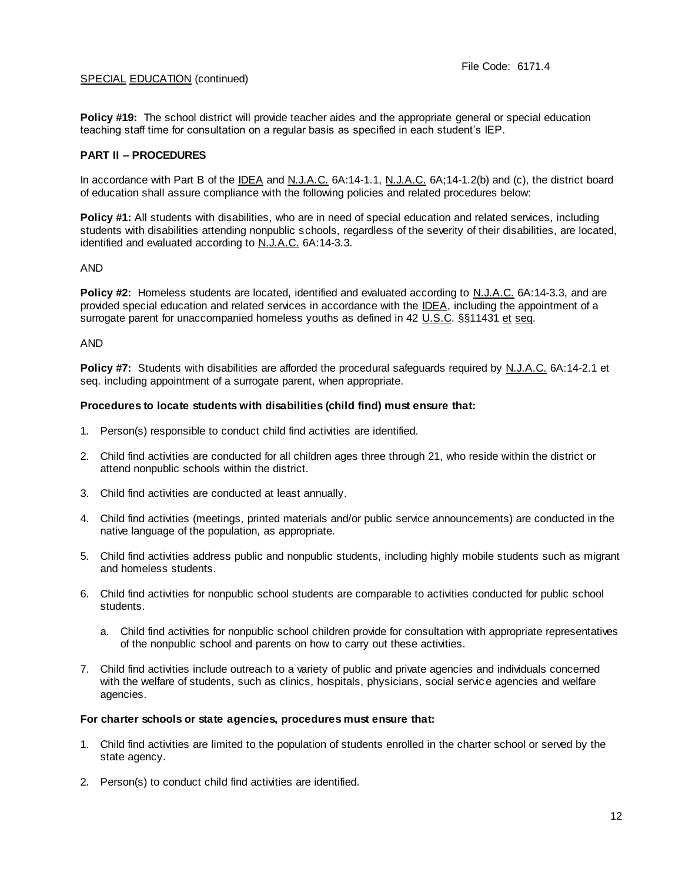**Policy #19:** The school district will provide teacher aides and the appropriate general or special education teaching staff time for consultation on a regular basis as specified in each student's IEP.

**PART II – PROCEDURES**

In accordance with Part B of the IDEA and N.J.A.C. 6A:14-1.1, N.J.A.C. 6A;14-1.2(b) and (c), the district board of education shall assure compliance with the following policies and related procedures below:

**Policy #1:** All students with disabilities, who are in need of special education and related services, including students with disabilities attending nonpublic schools, regardless of the severity of their disabilities, are located, identified and evaluated according to N.J.A.C. 6A:14-3.3.

AND

**Policy #2:** Homeless students are located, identified and evaluated according to N.J.A.C. 6A:14-3.3, and are provided special education and related services in accordance with the IDEA, including the appointment of a surrogate parent for unaccompanied homeless youths as defined in 42 U.S.C. §§11431 et seq.

AND

**Policy #7:** Students with disabilities are afforded the procedural safeguards required by N.J.A.C. 6A:14-2.1 et seq. including appointment of a surrogate parent, when appropriate.

**Procedures to locate students with disabilities (child find) must ensure that:**

1. Person(s) responsible to conduct child find activities are identified.
2. Child find activities are conducted for all children ages three through 21, who reside within the district or attend nonpublic schools within the district.
3. Child find activities are conducted at least annually.
4. Child find activities (meetings, printed materials and/or public service announcements) are conducted in the native language of the population, as appropriate.
5. Child find activities address public and nonpublic students, including highly mobile students such as migrant and homeless students.
6. Child find activities for nonpublic school students are comparable to activities conducted for public school students.
   a. Child find activities for nonpublic school children provide for consultation with appropriate representatives of the nonpublic school and parents on how to carry out these activities.
7. Child find activities include outreach to a variety of public and private agencies and individuals concerned with the welfare of students, such as clinics, hospitals, physicians, social service agencies and welfare agencies.

**For charter schools or state agencies, procedures must ensure that:**

1. Child find activities are limited to the population of students enrolled in the charter school or served by the state agency.
2. Person(s) to conduct child find activities are identified.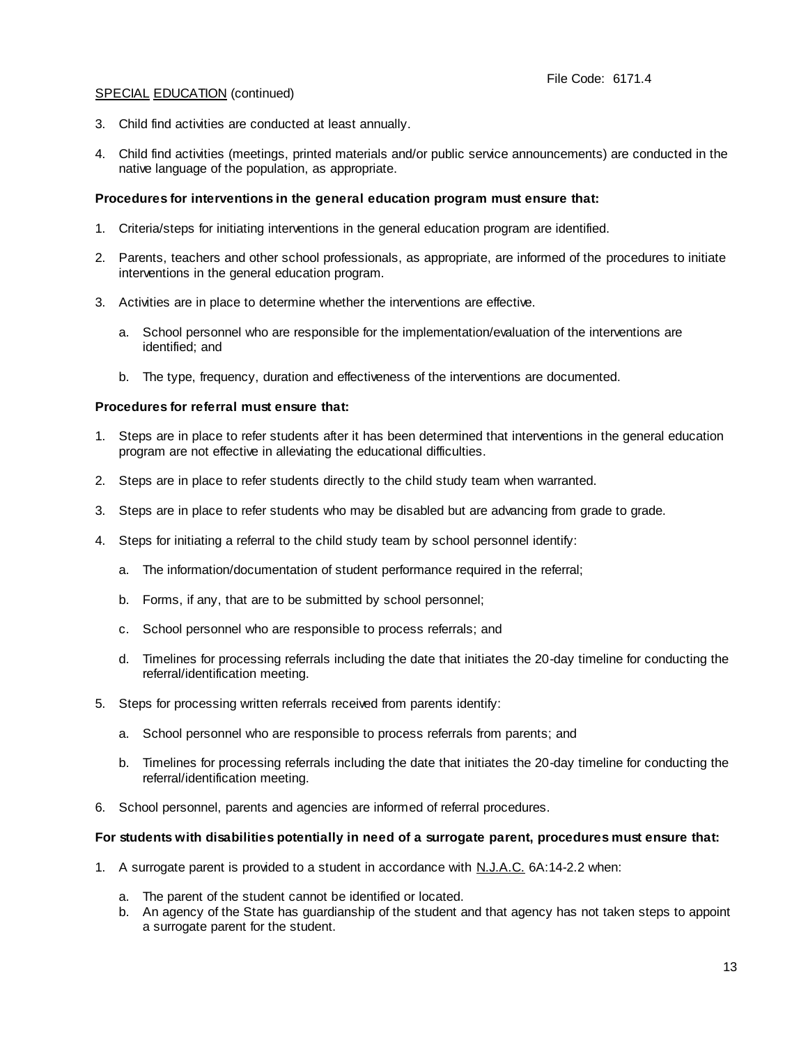SPECIAL EDUCATION (continued)

3. Child find activities are conducted at least annually.
4. Child find activities (meetings, printed materials and/or public service announcements) are conducted in the native language of the population, as appropriate.

**Procedures for interventions in the general education program must ensure that:**

1. Criteria/steps for initiating interventions in the general education program are identified.
2. Parents, teachers and other school professionals, as appropriate, are informed of the procedures to initiate interventions in the general education program.
3. Activities are in place to determine whether the interventions are effective.
   a. School personnel who are responsible for the implementation/evaluation of the interventions are identified; and
   b. The type, frequency, duration and effectiveness of the interventions are documented.

**Procedures for referral must ensure that:**

1. Steps are in place to refer students after it has been determined that interventions in the general education program are not effective in alleviating the educational difficulties.
2. Steps are in place to refer students directly to the child study team when warranted.
3. Steps are in place to refer students who may be disabled but are advancing from grade to grade.
4. Steps for initiating a referral to the child study team by school personnel identify:
   a. The information/documentation of student performance required in the referral;
   b. Forms, if any, that are to be submitted by school personnel;
   c. School personnel who are responsible to process referrals; and
   d. Timelines for processing referrals including the date that initiates the 20-day timeline for conducting the referral/identification meeting.
5. Steps for processing written referrals received from parents identify:
   a. School personnel who are responsible to process referrals from parents; and
   b. Timelines for processing referrals including the date that initiates the 20-day timeline for conducting the referral/identification meeting.
6. School personnel, parents and agencies are informed of referral procedures.

**For students with disabilities potentially in need of a surrogate parent, procedures must ensure that:**

1. A surrogate parent is provided to a student in accordance with N.J.A.C. 6A:14-2.2 when:
   a. The parent of the student cannot be identified or located.
   b. An agency of the State has guardianship of the student and that agency has not taken steps to appoint a surrogate parent for the student.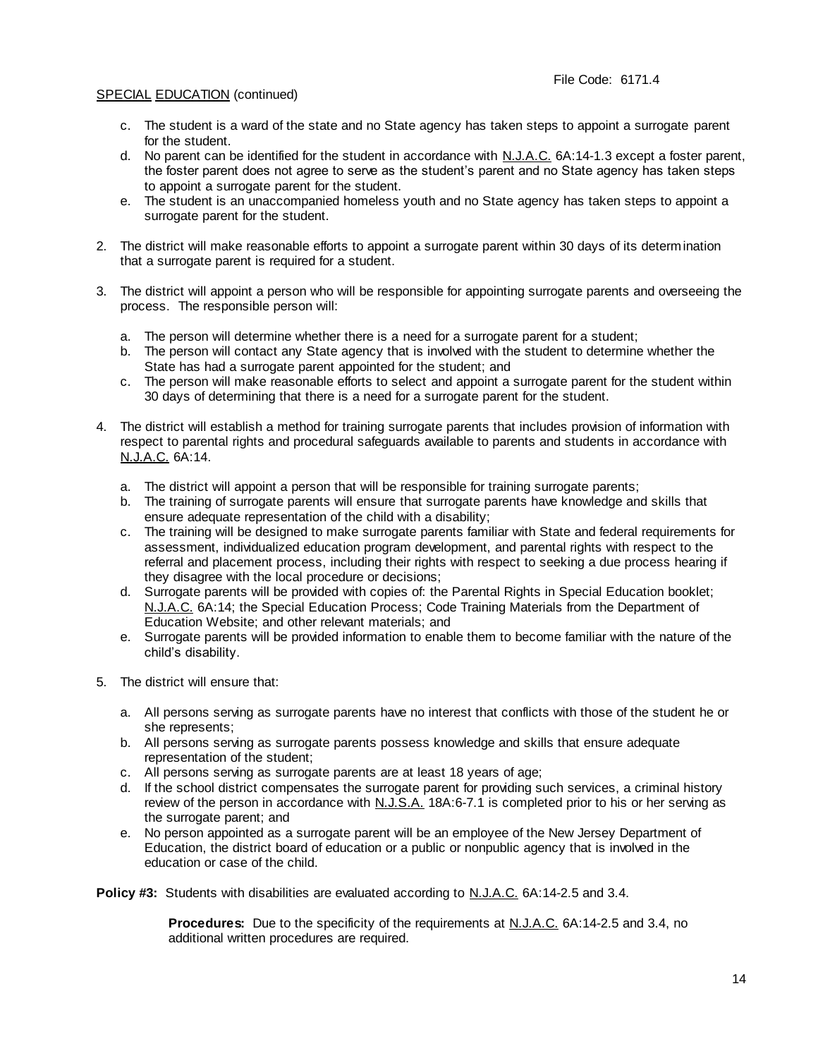c. The student is a ward of the state and no State agency has taken steps to appoint a surrogate parent for the student.
d. No parent can be identified for the student in accordance with N.J.A.C. 6A:14-1.3 except a foster parent, the foster parent does not agree to serve as the student's parent and no State agency has taken steps to appoint a surrogate parent for the student.
e. The student is an unaccompanied homeless youth and no State agency has taken steps to appoint a surrogate parent for the student.

2. The district will make reasonable efforts to appoint a surrogate parent within 30 days of its determination that a surrogate parent is required for a student.

3. The district will appoint a person who will be responsible for appointing surrogate parents and overseeing the process. The responsible person will:

   a. The person will determine whether there is a need for a surrogate parent for a student;
   b. The person will contact any State agency that is involved with the student to determine whether the State has had a surrogate parent appointed for the student; and
   c. The person will make reasonable efforts to select and appoint a surrogate parent for the student within 30 days of determining that there is a need for a surrogate parent for the student.

4. The district will establish a method for training surrogate parents that includes provision of information with respect to parental rights and procedural safeguards available to parents and students in accordance with N.J.A.C. 6A:14.

   a. The district will appoint a person that will be responsible for training surrogate parents;
   b. The training of surrogate parents will ensure that surrogate parents have knowledge and skills that ensure adequate representation of the child with a disability;
   c. The training will be designed to make surrogate parents familiar with State and federal requirements for assessment, individualized education program development, and parental rights with respect to the referral and placement process, including their rights with respect to seeking a due process hearing if they disagree with the local procedure or decisions;
   d. Surrogate parents will be provided with copies of: the Parental Rights in Special Education booklet; N.J.A.C. 6A:14; the Special Education Process; Code Training Materials from the Department of Education Website; and other relevant materials; and
   e. Surrogate parents will be provided information to enable them to become familiar with the nature of the child's disability.

5. The district will ensure that:

   a. All persons serving as surrogate parents have no interest that conflicts with those of the student he or she represents;
   b. All persons serving as surrogate parents possess knowledge and skills that ensure adequate representation of the student;
   c. All persons serving as surrogate parents are at least 18 years of age;
   d. If the school district compensates the surrogate parent for providing such services, a criminal history review of the person in accordance with N.J.S.A. 18A:6-7.1 is completed prior to his or her serving as the surrogate parent; and
   e. No person appointed as a surrogate parent will be an employee of the New Jersey Department of Education, the district board of education or a public or nonpublic agency that is involved in the education or case of the child.

**Policy #3:** Students with disabilities are evaluated according to N.J.A.C. 6A:14-2.5 and 3.4.

> **Procedures:** Due to the specificity of the requirements at N.J.A.C. 6A:14-2.5 and 3.4, no additional written procedures are required.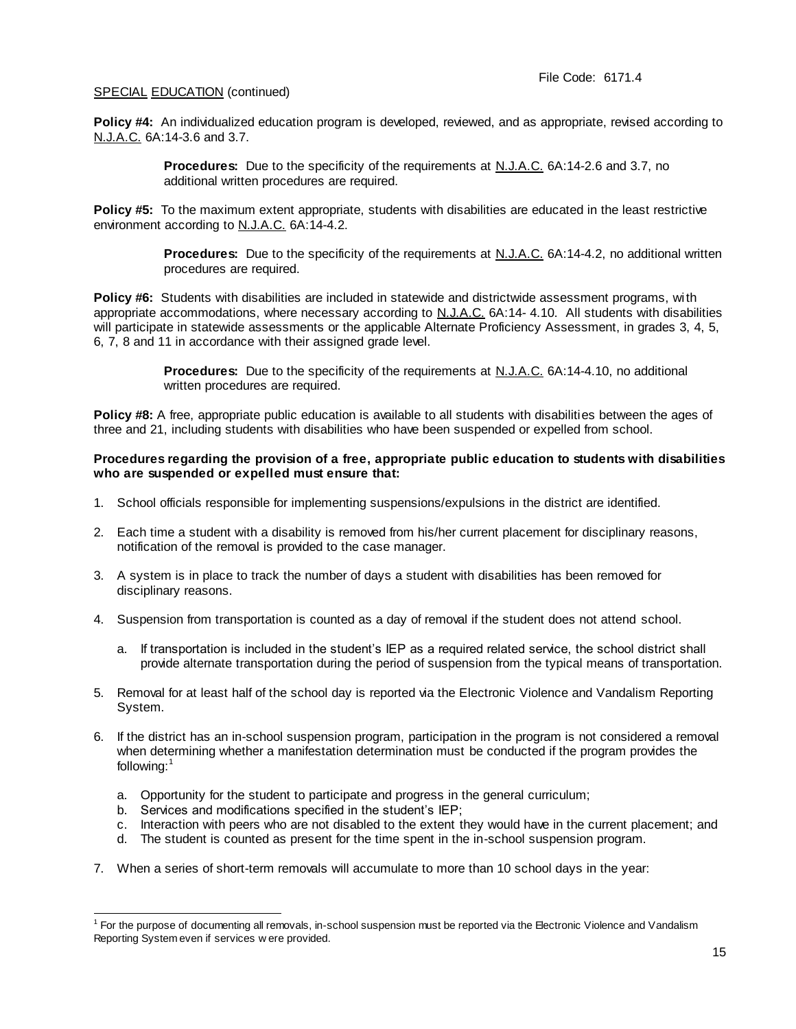SPECIAL EDUCATION (continued)

**Policy #4:** An individualized education program is developed, reviewed, and as appropriate, revised according to N.J.A.C. 6A:14-3.6 and 3.7.

> **Procedures:** Due to the specificity of the requirements at N.J.A.C. 6A:14-2.6 and 3.7, no additional written procedures are required.

**Policy #5:** To the maximum extent appropriate, students with disabilities are educated in the least restrictive environment according to N.J.A.C. 6A:14-4.2.

> **Procedures:** Due to the specificity of the requirements at N.J.A.C. 6A:14-4.2, no additional written procedures are required.

**Policy #6:** Students with disabilities are included in statewide and districtwide assessment programs, with appropriate accommodations, where necessary according to N.J.A.C. 6A:14- 4.10. All students with disabilities will participate in statewide assessments or the applicable Alternate Proficiency Assessment, in grades 3, 4, 5, 6, 7, 8 and 11 in accordance with their assigned grade level.

> **Procedures:** Due to the specificity of the requirements at N.J.A.C. 6A:14-4.10, no additional written procedures are required.

**Policy #8:** A free, appropriate public education is available to all students with disabilities between the ages of three and 21, including students with disabilities who have been suspended or expelled from school.

**Procedures regarding the provision of a free, appropriate public education to students with disabilities who are suspended or expelled must ensure that:**

1. School officials responsible for implementing suspensions/expulsions in the district are identified.
2. Each time a student with a disability is removed from his/her current placement for disciplinary reasons, notification of the removal is provided to the case manager.
3. A system is in place to track the number of days a student with disabilities has been removed for disciplinary reasons.
4. Suspension from transportation is counted as a day of removal if the student does not attend school.
   a. If transportation is included in the student's IEP as a required related service, the school district shall provide alternate transportation during the period of suspension from the typical means of transportation.
5. Removal for at least half of the school day is reported via the Electronic Violence and Vandalism Reporting System.
6. If the district has an in-school suspension program, participation in the program is not considered a removal when determining whether a manifestation determination must be conducted if the program provides the following:[1]
   a. Opportunity for the student to participate and progress in the general curriculum;
   b. Services and modifications specified in the student's IEP;
   c. Interaction with peers who are not disabled to the extent they would have in the current placement; and
   d. The student is counted as present for the time spent in the in-school suspension program.
7. When a series of short-term removals will accumulate to more than 10 school days in the year:

---

[1] For the purpose of documenting all removals, in-school suspension must be reported via the Electronic Violence and Vandalism Reporting System even if services were provided.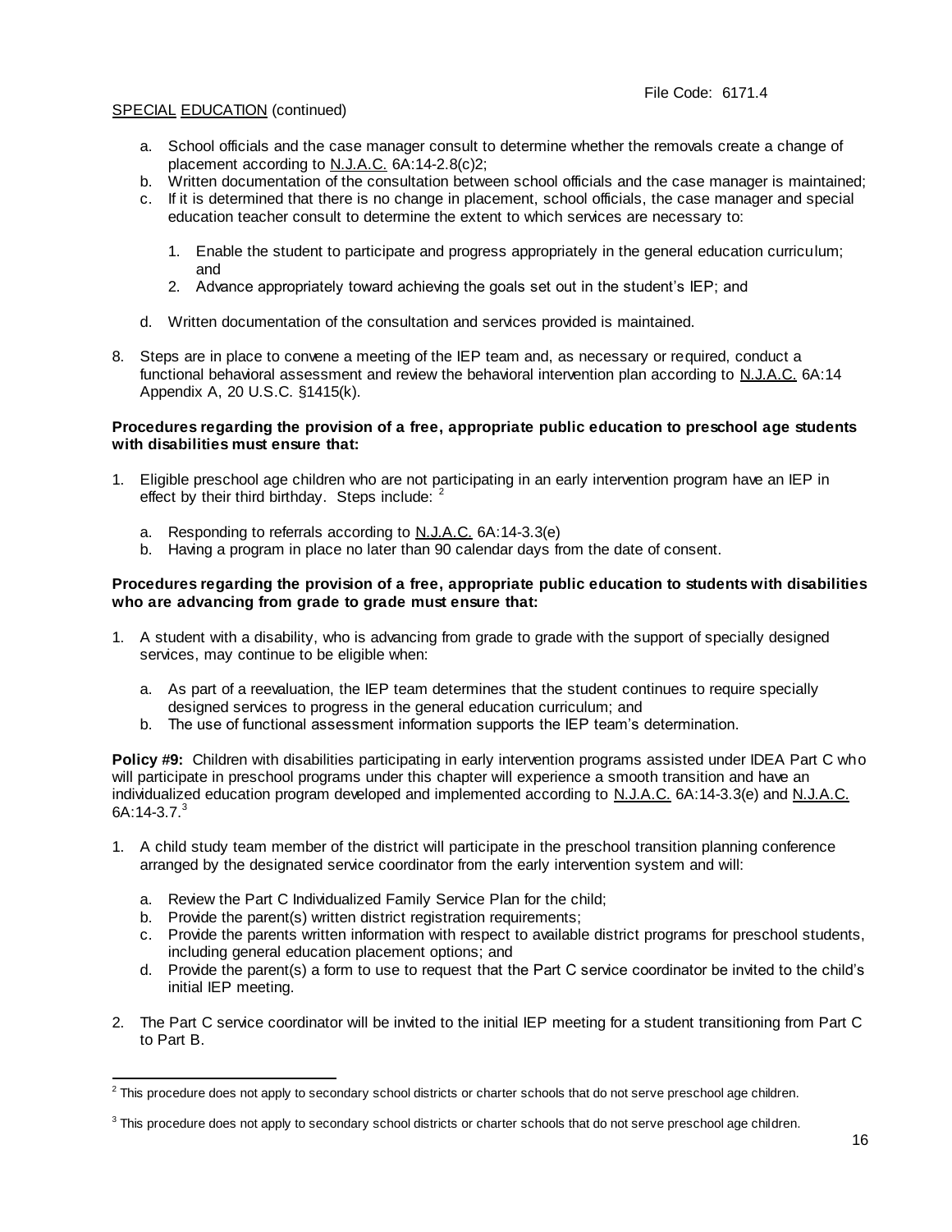SPECIAL EDUCATION (continued)

a. School officials and the case manager consult to determine whether the removals create a change of placement according to N.J.A.C. 6A:14-2.8(c)2;
b. Written documentation of the consultation between school officials and the case manager is maintained;
c. If it is determined that there is no change in placement, school officials, the case manager and special education teacher consult to determine the extent to which services are necessary to:

   1. Enable the student to participate and progress appropriately in the general education curriculum; and
   2. Advance appropriately toward achieving the goals set out in the student's IEP; and

d. Written documentation of the consultation and services provided is maintained.

8. Steps are in place to convene a meeting of the IEP team and, as necessary or required, conduct a functional behavioral assessment and review the behavioral intervention plan according to N.J.A.C. 6A:14 Appendix A, 20 U.S.C. §1415(k).

**Procedures regarding the provision of a free, appropriate public education to preschool age students with disabilities must ensure that:**

1. Eligible preschool age children who are not participating in an early intervention program have an IEP in effect by their third birthday. Steps include: [2]

   a. Responding to referrals according to N.J.A.C. 6A:14-3.3(e)
   b. Having a program in place no later than 90 calendar days from the date of consent.

**Procedures regarding the provision of a free, appropriate public education to students with disabilities who are advancing from grade to grade must ensure that:**

1. A student with a disability, who is advancing from grade to grade with the support of specially designed services, may continue to be eligible when:

   a. As part of a reevaluation, the IEP team determines that the student continues to require specially designed services to progress in the general education curriculum; and
   b. The use of functional assessment information supports the IEP team's determination.

**Policy #9:** Children with disabilities participating in early intervention programs assisted under IDEA Part C who will participate in preschool programs under this chapter will experience a smooth transition and have an individualized education program developed and implemented according to N.J.A.C. 6A:14-3.3(e) and N.J.A.C. 6A:14-3.7.[3]

1. A child study team member of the district will participate in the preschool transition planning conference arranged by the designated service coordinator from the early intervention system and will:

   a. Review the Part C Individualized Family Service Plan for the child;
   b. Provide the parent(s) written district registration requirements;
   c. Provide the parents written information with respect to available district programs for preschool students, including general education placement options; and
   d. Provide the parent(s) a form to use to request that the Part C service coordinator be invited to the child's initial IEP meeting.

2. The Part C service coordinator will be invited to the initial IEP meeting for a student transitioning from Part C to Part B.

---

[2] This procedure does not apply to secondary school districts or charter schools that do not serve preschool age children.

[3] This procedure does not apply to secondary school districts or charter schools that do not serve preschool age children.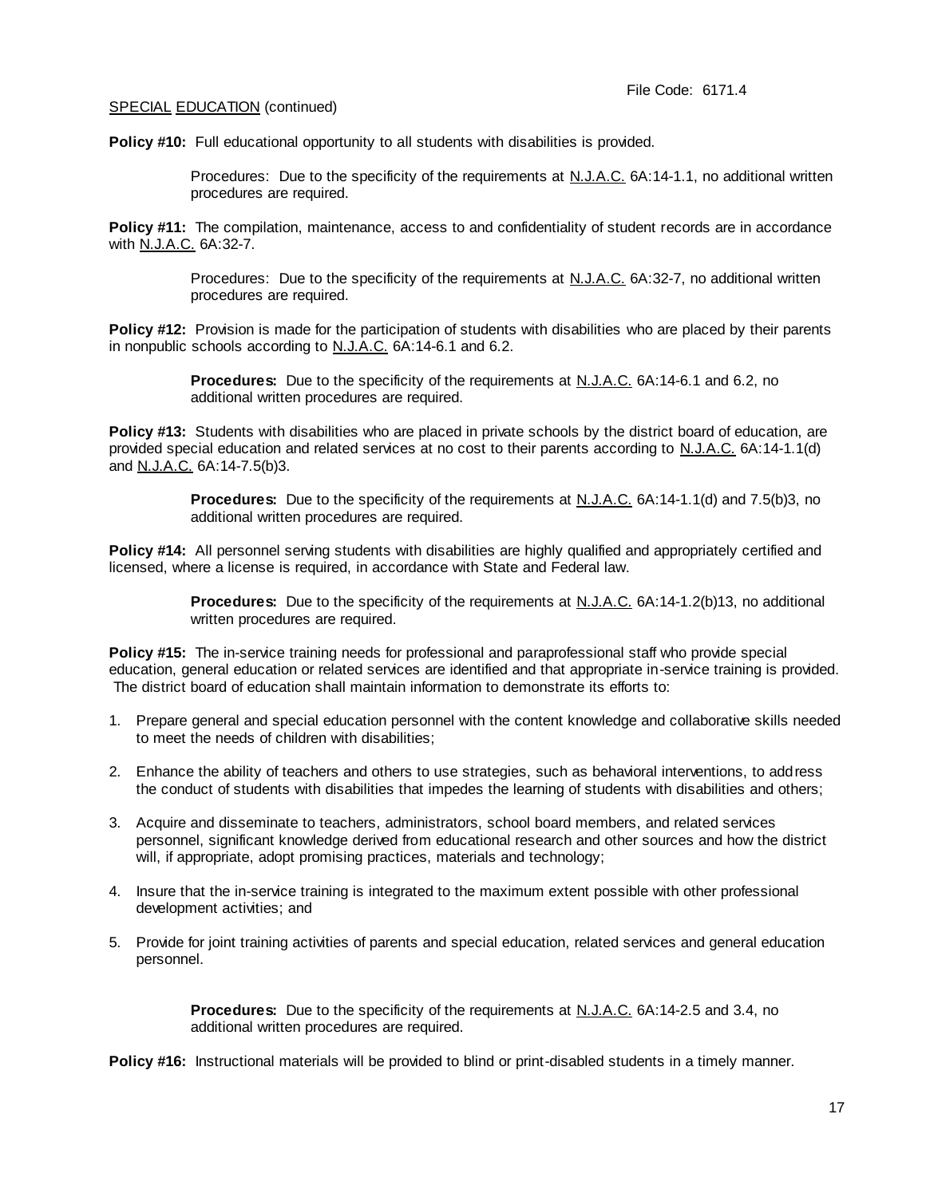SPECIAL EDUCATION (continued)

**Policy #10:** Full educational opportunity to all students with disabilities is provided.

> Procedures: Due to the specificity of the requirements at N.J.A.C. 6A:14-1.1, no additional written procedures are required.

**Policy #11:** The compilation, maintenance, access to and confidentiality of student records are in accordance with N.J.A.C. 6A:32-7.

> Procedures: Due to the specificity of the requirements at N.J.A.C. 6A:32-7, no additional written procedures are required.

**Policy #12:** Provision is made for the participation of students with disabilities who are placed by their parents in nonpublic schools according to N.J.A.C. 6A:14-6.1 and 6.2.

> **Procedures:** Due to the specificity of the requirements at N.J.A.C. 6A:14-6.1 and 6.2, no additional written procedures are required.

**Policy #13:** Students with disabilities who are placed in private schools by the district board of education, are provided special education and related services at no cost to their parents according to N.J.A.C. 6A:14-1.1(d) and N.J.A.C. 6A:14-7.5(b)3.

> **Procedures:** Due to the specificity of the requirements at N.J.A.C. 6A:14-1.1(d) and 7.5(b)3, no additional written procedures are required.

**Policy #14:** All personnel serving students with disabilities are highly qualified and appropriately certified and licensed, where a license is required, in accordance with State and Federal law.

> **Procedures:** Due to the specificity of the requirements at N.J.A.C. 6A:14-1.2(b)13, no additional written procedures are required.

**Policy #15:** The in-service training needs for professional and paraprofessional staff who provide special education, general education or related services are identified and that appropriate in-service training is provided. The district board of education shall maintain information to demonstrate its efforts to:

1. Prepare general and special education personnel with the content knowledge and collaborative skills needed to meet the needs of children with disabilities;
2. Enhance the ability of teachers and others to use strategies, such as behavioral interventions, to address the conduct of students with disabilities that impedes the learning of students with disabilities and others;
3. Acquire and disseminate to teachers, administrators, school board members, and related services personnel, significant knowledge derived from educational research and other sources and how the district will, if appropriate, adopt promising practices, materials and technology;
4. Insure that the in-service training is integrated to the maximum extent possible with other professional development activities; and
5. Provide for joint training activities of parents and special education, related services and general education personnel.

> **Procedures:** Due to the specificity of the requirements at N.J.A.C. 6A:14-2.5 and 3.4, no additional written procedures are required.

**Policy #16:** Instructional materials will be provided to blind or print-disabled students in a timely manner.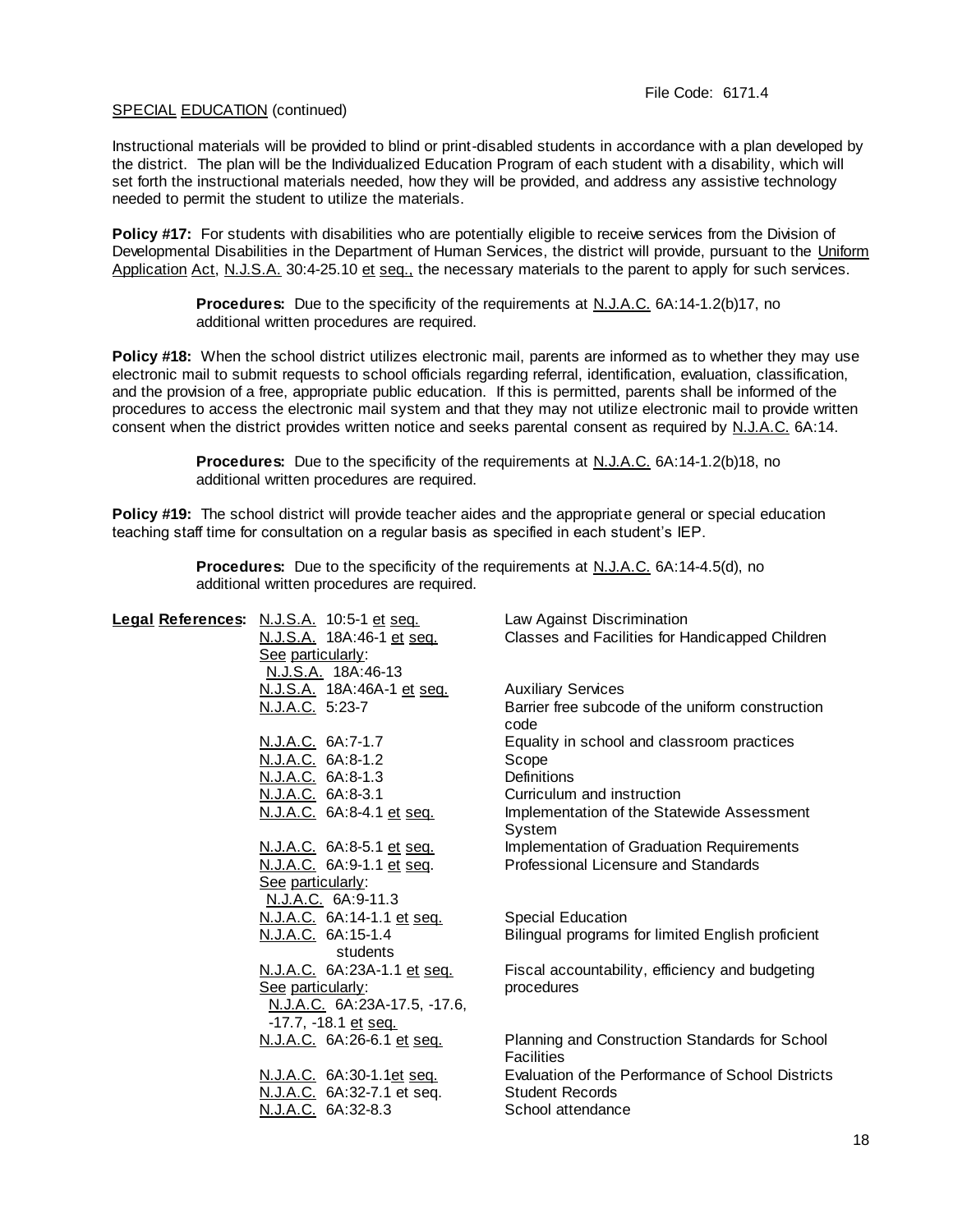File Code: 6171.4

SPECIAL EDUCATION (continued)

Instructional materials will be provided to blind or print-disabled students in accordance with a plan developed by the district. The plan will be the Individualized Education Program of each student with a disability, which will set forth the instructional materials needed, how they will be provided, and address any assistive technology needed to permit the student to utilize the materials.

**Policy #17:** For students with disabilities who are potentially eligible to receive services from the Division of Developmental Disabilities in the Department of Human Services, the district will provide, pursuant to the Uniform Application Act, N.J.S.A. 30:4-25.10 et seq., the necessary materials to the parent to apply for such services.

> **Procedures:** Due to the specificity of the requirements at N.J.A.C. 6A:14-1.2(b)17, no additional written procedures are required.

**Policy #18:** When the school district utilizes electronic mail, parents are informed as to whether they may use electronic mail to submit requests to school officials regarding referral, identification, evaluation, classification, and the provision of a free, appropriate public education. If this is permitted, parents shall be informed of the procedures to access the electronic mail system and that they may not utilize electronic mail to provide written consent when the district provides written notice and seeks parental consent as required by N.J.A.C. 6A:14.

> **Procedures:** Due to the specificity of the requirements at N.J.A.C. 6A:14-1.2(b)18, no additional written procedures are required.

**Policy #19:** The school district will provide teacher aides and the appropriate general or special education teaching staff time for consultation on a regular basis as specified in each student's IEP.

> **Procedures:** Due to the specificity of the requirements at N.J.A.C. 6A:14-4.5(d), no additional written procedures are required.

**Legal References:**

| Reference | Title |
|---|---|
| N.J.S.A. 10:5-1 et seq. | Law Against Discrimination |
| N.J.S.A. 18A:46-1 et seq. | Classes and Facilities for Handicapped Children |
| See particularly: N.J.S.A. 18A:46-13 | |
| N.J.S.A. 18A:46A-1 et seq. | Auxiliary Services |
| N.J.A.C. 5:23-7 | Barrier free subcode of the uniform construction code |
| N.J.A.C. 6A:7-1.7 | Equality in school and classroom practices |
| N.J.A.C. 6A:8-1.2 | Scope |
| N.J.A.C. 6A:8-1.3 | Definitions |
| N.J.A.C. 6A:8-3.1 | Curriculum and instruction |
| N.J.A.C. 6A:8-4.1 et seq. | Implementation of the Statewide Assessment System |
| N.J.A.C. 6A:8-5.1 et seq. | Implementation of Graduation Requirements |
| N.J.A.C. 6A:9-1.1 et seq. | Professional Licensure and Standards |
| See particularly: N.J.A.C. 6A:9-11.3 | |
| N.J.A.C. 6A:14-1.1 et seq. | Special Education |
| N.J.A.C. 6A:15-1.4 | Bilingual programs for limited English proficient students |
| N.J.A.C. 6A:23A-1.1 et seq. | Fiscal accountability, efficiency and budgeting procedures |
| See particularly: N.J.A.C. 6A:23A-17.5, -17.6, -17.7, -18.1 et seq. | |
| N.J.A.C. 6A:26-6.1 et seq. | Planning and Construction Standards for School Facilities |
| N.J.A.C. 6A:30-1.1et seq. | Evaluation of the Performance of School Districts |
| N.J.A.C. 6A:32-7.1 et seq. | Student Records |
| N.J.A.C. 6A:32-8.3 | School attendance |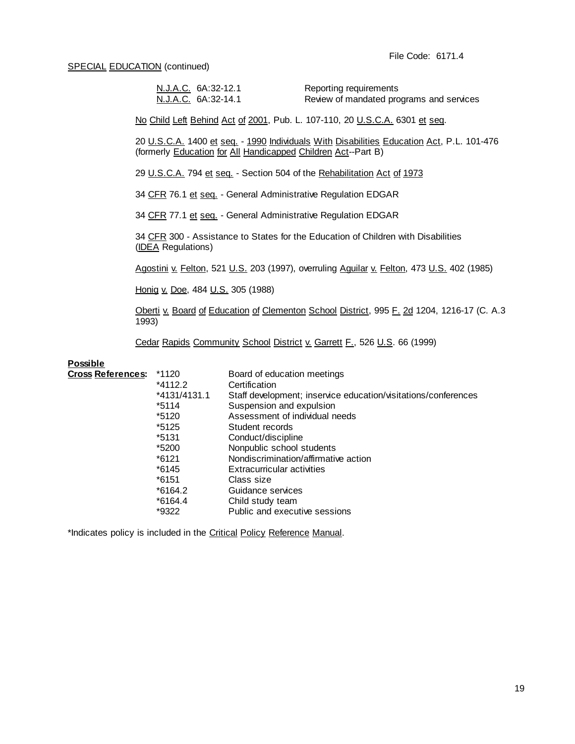File Code: 6171.4

SPECIAL EDUCATION (continued)

| | |
|---|---|
| N.J.A.C. 6A:32-12.1 | Reporting requirements |
| N.J.A.C. 6A:32-14.1 | Review of mandated programs and services |

No Child Left Behind Act of 2001, Pub. L. 107-110, 20 U.S.C.A. 6301 et seq.

20 U.S.C.A. 1400 et seq. - 1990 Individuals With Disabilities Education Act, P.L. 101-476 (formerly Education for All Handicapped Children Act--Part B)

29 U.S.C.A. 794 et seq. - Section 504 of the Rehabilitation Act of 1973

34 CFR 76.1 et seq. - General Administrative Regulation EDGAR

34 CFR 77.1 et seq. - General Administrative Regulation EDGAR

34 CFR 300 - Assistance to States for the Education of Children with Disabilities (IDEA Regulations)

Agostini v. Felton, 521 U.S. 203 (1997), overruling Aguilar v. Felton, 473 U.S. 402 (1985)

Honig v. Doe, 484 U.S. 305 (1988)

Oberti v. Board of Education of Clementon School District, 995 F. 2d 1204, 1216-17 (C. A.3 1993)

Cedar Rapids Community School District v. Garrett F., 526 U.S. 66 (1999)

**Possible Cross References:**

| | |
|---|---|
| *1120 | Board of education meetings |
| *4112.2 | Certification |
| *4131/4131.1 | Staff development; inservice education/visitations/conferences |
| *5114 | Suspension and expulsion |
| *5120 | Assessment of individual needs |
| *5125 | Student records |
| *5131 | Conduct/discipline |
| *5200 | Nonpublic school students |
| *6121 | Nondiscrimination/affirmative action |
| *6145 | Extracurricular activities |
| *6151 | Class size |
| *6164.2 | Guidance services |
| *6164.4 | Child study team |
| *9322 | Public and executive sessions |

*Indicates policy is included in the Critical Policy Reference Manual.